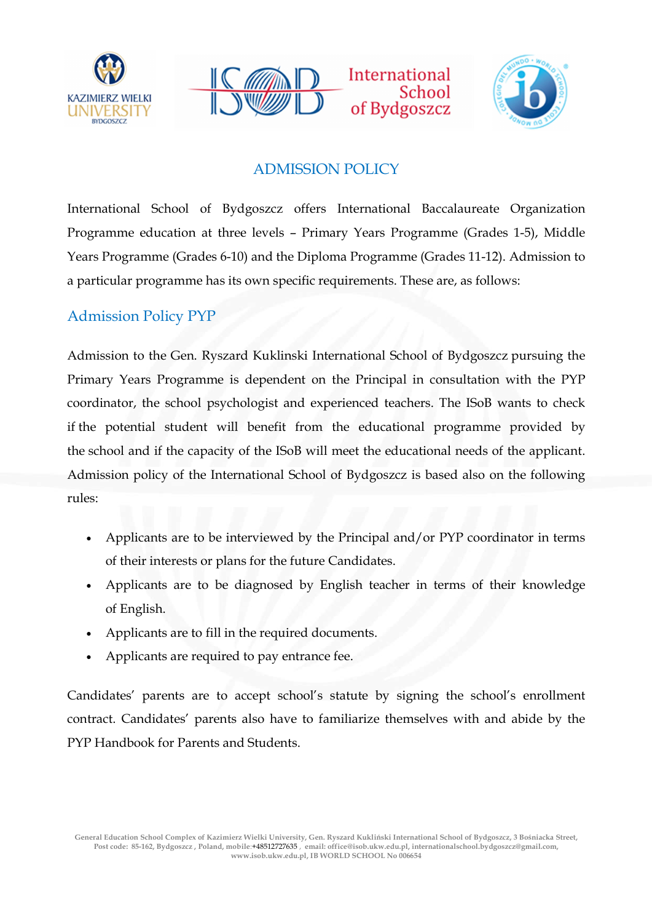# ADMISSION POLICY

International School of Bydgoszcz offers International Baccalaureate Organization Programme education at three levels – Primary Years Programme (Grades 1-5), Middle Years Programme (Grades 6-10) and the Diploma Programme (Grades 11-12). Admission to a particular programme has its own specific requirements. These are, as follows:

## Admission Policy PYP

Admission to the Gen. Ryszard Kuklinski International School of Bydgoszcz pursuing the Primary Years Programme is dependent on the Principal in consultation with the PYP coordinator, the school psychologist and experienced teachers. The ISoB wants to check if the potential student will benefit from the educational programme provided by the school and if the capacity of the ISoB will meet the educational needs of the applicant. Admission policy of the International School of Bydgoszcz is based also on the following rules:

- Applicants are to be interviewed by the Principal and/or PYP coordinator in terms of their interests or plans for the future Candidates.
- Applicants are to be diagnosed by English teacher in terms of their knowledge of English.
- Applicants are to fill in the required documents.
- Applicants are required to pay entrance fee.

Candidates' parents are to accept school's statute by signing the school's enrollment contract. Candidates' parents also have to familiarize themselves with and abide by the PYP Handbook for Parents and Students.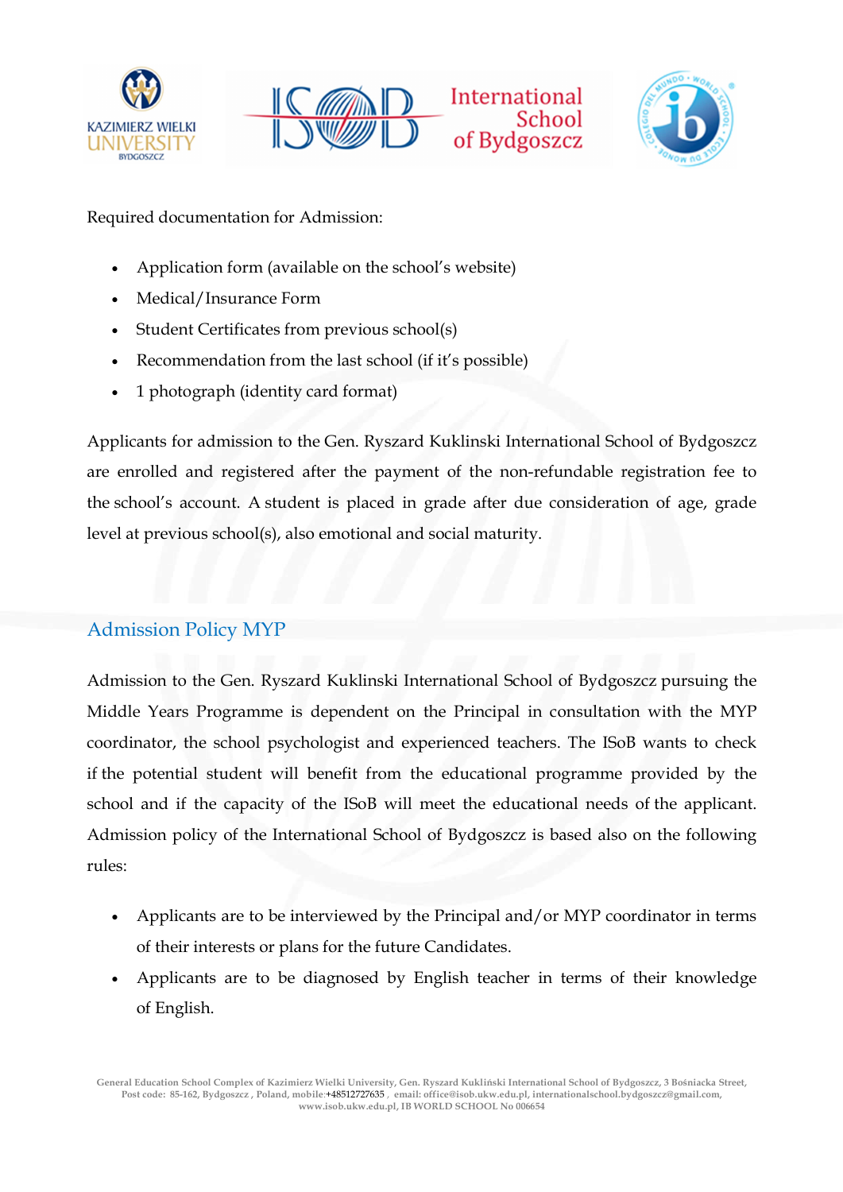Required documentation for Admission:

- Application form (available on the school's website)
- Medical/Insurance Form
- Student Certificates from previous school(s)
- Recommendation from the last school (if it's possible)
- 1 photograph (identity card format)

Applicants for admission to the Gen. Ryszard Kuklinski International School of Bydgoszcz are enrolled and registered after the payment of the non-refundable registration fee to the school's account. A student is placed in grade after due consideration of age, grade level at previous school(s), also emotional and social maturity.

## Admission Policy MYP

Admission to the Gen. Ryszard Kuklinski International School of Bydgoszcz pursuing the Middle Years Programme is dependent on the Principal in consultation with the MYP coordinator, the school psychologist and experienced teachers. The ISoB wants to check if the potential student will benefit from the educational programme provided by the school and if the capacity of the ISoB will meet the educational needs of the applicant. Admission policy of the International School of Bydgoszcz is based also on the following rules:

- Applicants are to be interviewed by the Principal and/or MYP coordinator in terms of their interests or plans for the future Candidates.
- Applicants are to be diagnosed by English teacher in terms of their knowledge of English.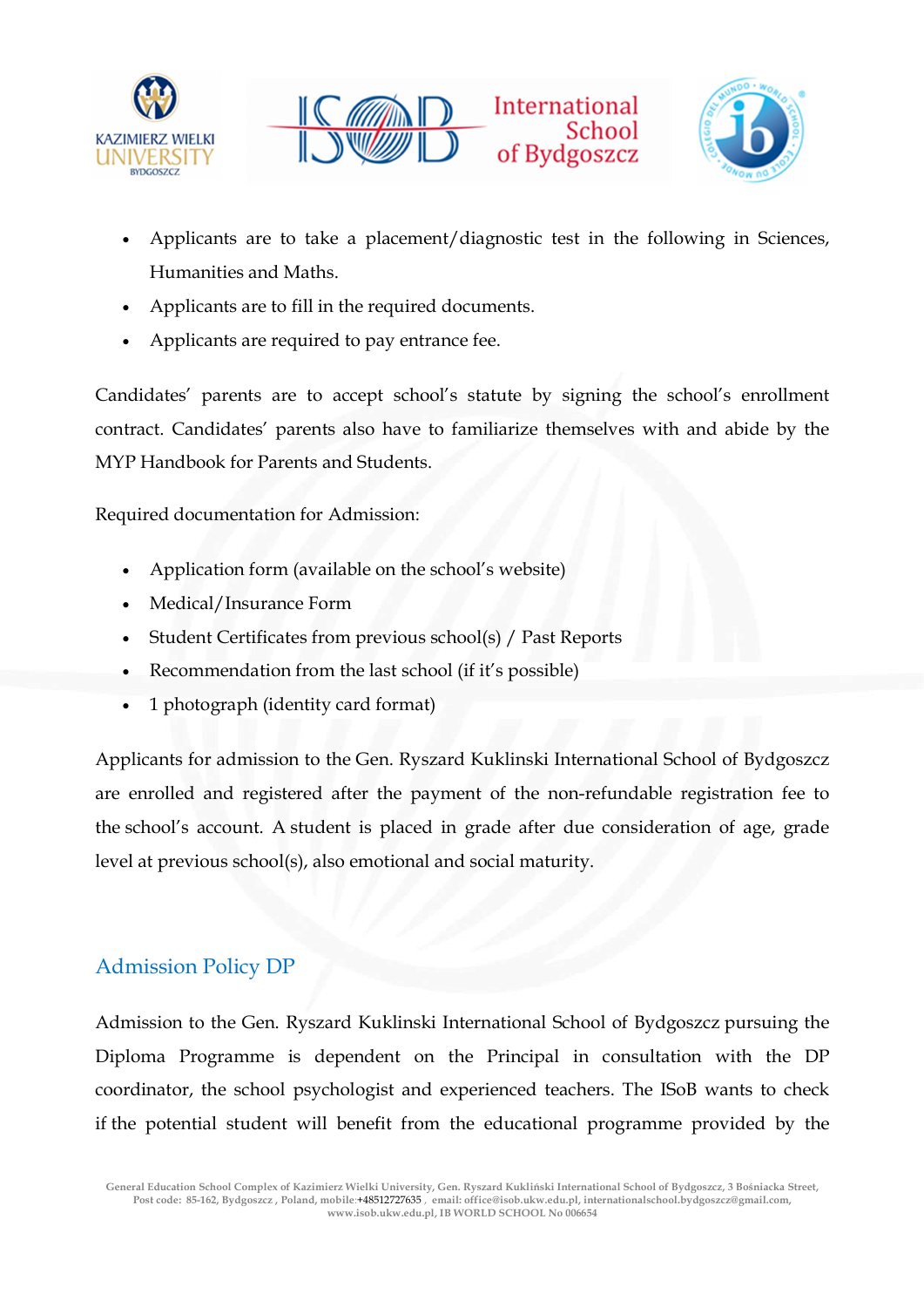- Applicants are to take a placement/diagnostic test in the following in Sciences, Humanities and Maths.
- Applicants are to fill in the required documents.
- Applicants are required to pay entrance fee.

Candidates' parents are to accept school's statute by signing the school's enrollment contract. Candidates' parents also have to familiarize themselves with and abide by the MYP Handbook for Parents and Students.

Required documentation for Admission:

- Application form (available on the school's website)
- Medical/Insurance Form
- Student Certificates from previous school(s) / Past Reports
- Recommendation from the last school (if it's possible)
- 1 photograph (identity card format)

Applicants for admission to the Gen. Ryszard Kuklinski International School of Bydgoszcz are enrolled and registered after the payment of the non-refundable registration fee to the school's account. A student is placed in grade after due consideration of age, grade level at previous school(s), also emotional and social maturity.

## Admission Policy DP

Admission to the Gen. Ryszard Kuklinski International School of Bydgoszcz pursuing the Diploma Programme is dependent on the Principal in consultation with the DP coordinator, the school psychologist and experienced teachers. The ISoB wants to check if the potential student will benefit from the educational programme provided by the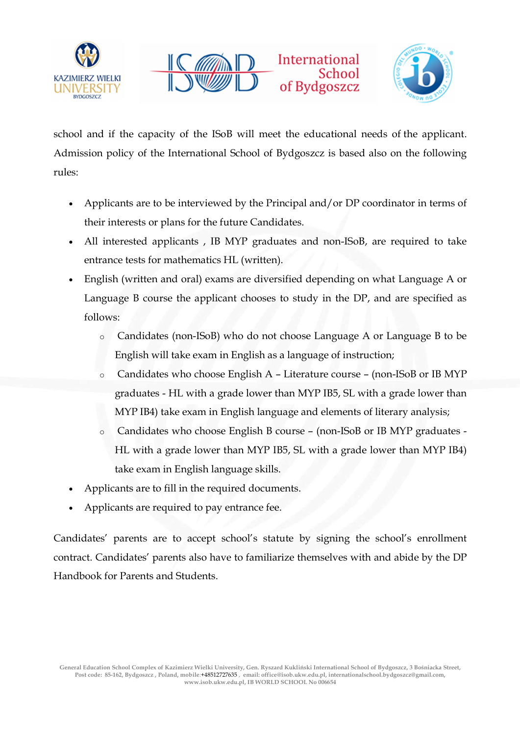school and if the capacity of the ISoB will meet the educational needs of the applicant. Admission policy of the International School of Bydgoszcz is based also on the following rules:

- Applicants are to be interviewed by the Principal and/or DP coordinator in terms of their interests or plans for the future Candidates.
- All interested applicants , IB MYP graduates and non-ISoB, are required to take entrance tests for mathematics HL (written).
- English (written and oral) exams are diversified depending on what Language A or Language B course the applicant chooses to study in the DP, and are specified as follows:
    - Candidates (non-ISoB) who do not choose Language A or Language B to be English will take exam in English as a language of instruction;
    - Candidates who choose English A – Literature course – (non-ISoB or IB MYP graduates - HL with a grade lower than MYP IB5, SL with a grade lower than MYP IB4) take exam in English language and elements of literary analysis;
    - Candidates who choose English B course – (non-ISoB or IB MYP graduates - HL with a grade lower than MYP IB5, SL with a grade lower than MYP IB4) take exam in English language skills.
- Applicants are to fill in the required documents.
- Applicants are required to pay entrance fee.

Candidates' parents are to accept school's statute by signing the school's enrollment contract. Candidates' parents also have to familiarize themselves with and abide by the DP Handbook for Parents and Students.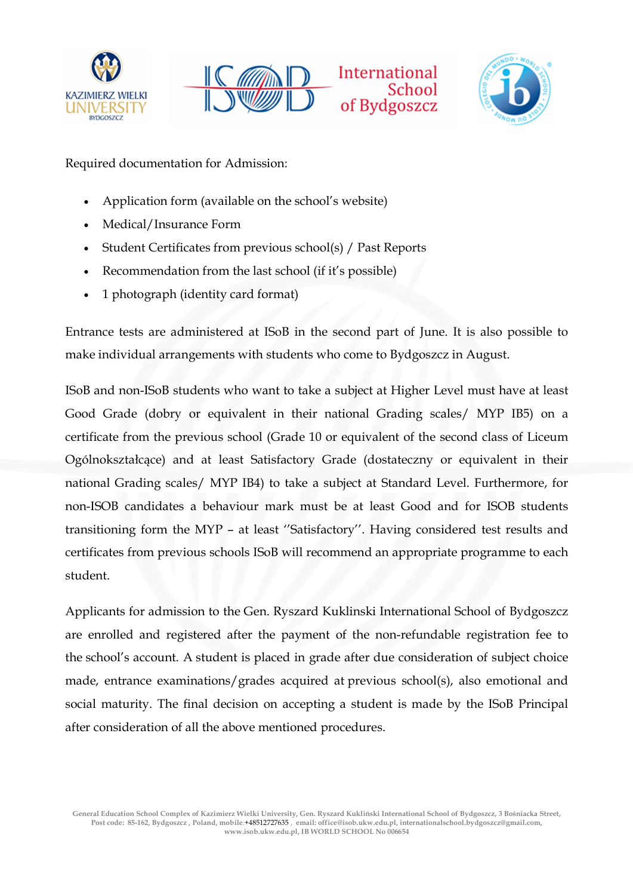Required documentation for Admission:

- Application form (available on the school's website)
- Medical/Insurance Form
- Student Certificates from previous school(s) / Past Reports
- Recommendation from the last school (if it's possible)
- 1 photograph (identity card format)

Entrance tests are administered at ISoB in the second part of June. It is also possible to make individual arrangements with students who come to Bydgoszcz in August.

ISoB and non-ISoB students who want to take a subject at Higher Level must have at least Good Grade (dobry or equivalent in their national Grading scales/ MYP IB5) on a certificate from the previous school (Grade 10 or equivalent of the second class of Liceum Ogólnokształcące) and at least Satisfactory Grade (dostateczny or equivalent in their national Grading scales/ MYP IB4) to take a subject at Standard Level. Furthermore, for non-ISOB candidates a behaviour mark must be at least Good and for ISOB students transitioning form the MYP – at least ''Satisfactory''. Having considered test results and certificates from previous schools ISoB will recommend an appropriate programme to each student.

Applicants for admission to the Gen. Ryszard Kuklinski International School of Bydgoszcz are enrolled and registered after the payment of the non-refundable registration fee to the school's account. A student is placed in grade after due consideration of subject choice made, entrance examinations/grades acquired at previous school(s), also emotional and social maturity. The final decision on accepting a student is made by the ISoB Principal after consideration of all the above mentioned procedures.